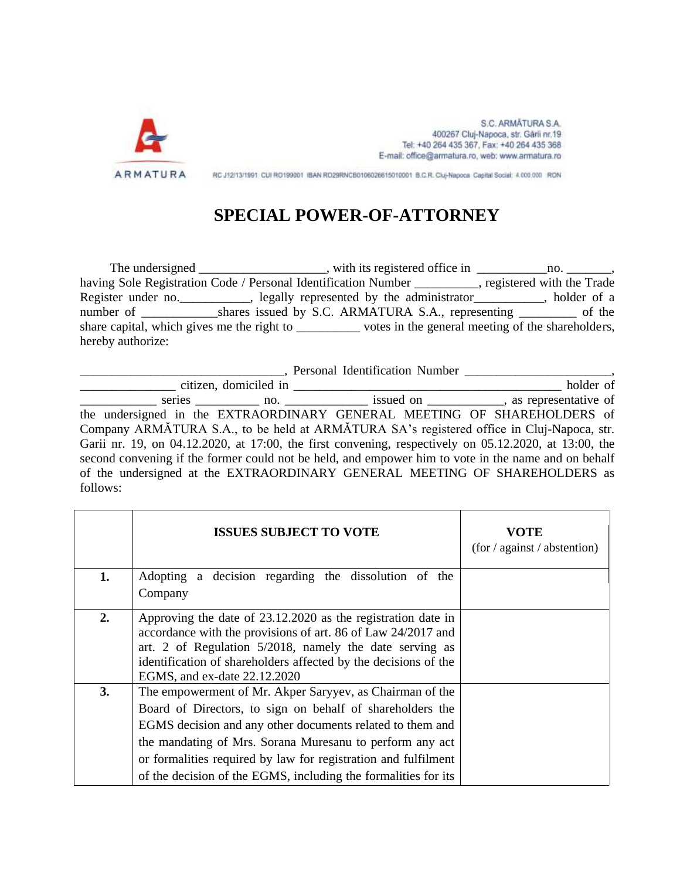S.C. ARMĂTURA S.A.
400267 Cluj-Napoca, str. Gării nr.19
Tel: +40 264 435 367, Fax: +40 264 435 368
E-mail: office@armatura.ro, web: www.armatura.ro

ARMATURA

RC J12/13/1991 CUI RO199001 IBAN RO29RNCB0106026615010001 B.C.R. Cluj-Napoca Capital Social: 4.000.000 RON

# SPECIAL POWER-OF-ATTORNEY

The undersigned ___________________, with its registered office in __________no. _______, having Sole Registration Code / Personal Identification Number __________, registered with the Trade Register under no.___________, legally represented by the administrator___________, holder of a number of ____________shares issued by S.C. ARMATURA S.A., representing _________ of the share capital, which gives me the right to __________ votes in the general meeting of the shareholders, hereby authorize:

_______________________________, Personal Identification Number ______________________, _______________ citizen, domiciled in __________________________________________ holder of ____________ series __________ no. _____________ issued on ____________, as representative of the undersigned in the EXTRAORDINARY GENERAL MEETING OF SHAREHOLDERS of Company ARMĂTURA S.A., to be held at ARMĂTURA SA's registered office in Cluj-Napoca, str. Garii nr. 19, on 04.12.2020, at 17:00, the first convening, respectively on 05.12.2020, at 13:00, the second convening if the former could not be held, and empower him to vote in the name and on behalf of the undersigned at the EXTRAORDINARY GENERAL MEETING OF SHAREHOLDERS as follows:

| | **ISSUES SUBJECT TO VOTE** | **VOTE** (for / against / abstention) |
|---|---|---|
| **1.** | Adopting a decision regarding the dissolution of the Company | |
| **2.** | Approving the date of 23.12.2020 as the registration date in accordance with the provisions of art. 86 of Law 24/2017 and art. 2 of Regulation 5/2018, namely the date serving as identification of shareholders affected by the decisions of the EGMS, and ex-date 22.12.2020 | |
| **3.** | The empowerment of Mr. Akper Saryyev, as Chairman of the Board of Directors, to sign on behalf of shareholders the EGMS decision and any other documents related to them and the mandating of Mrs. Sorana Muresanu to perform any act or formalities required by law for registration and fulfilment of the decision of the EGMS, including the formalities for its | |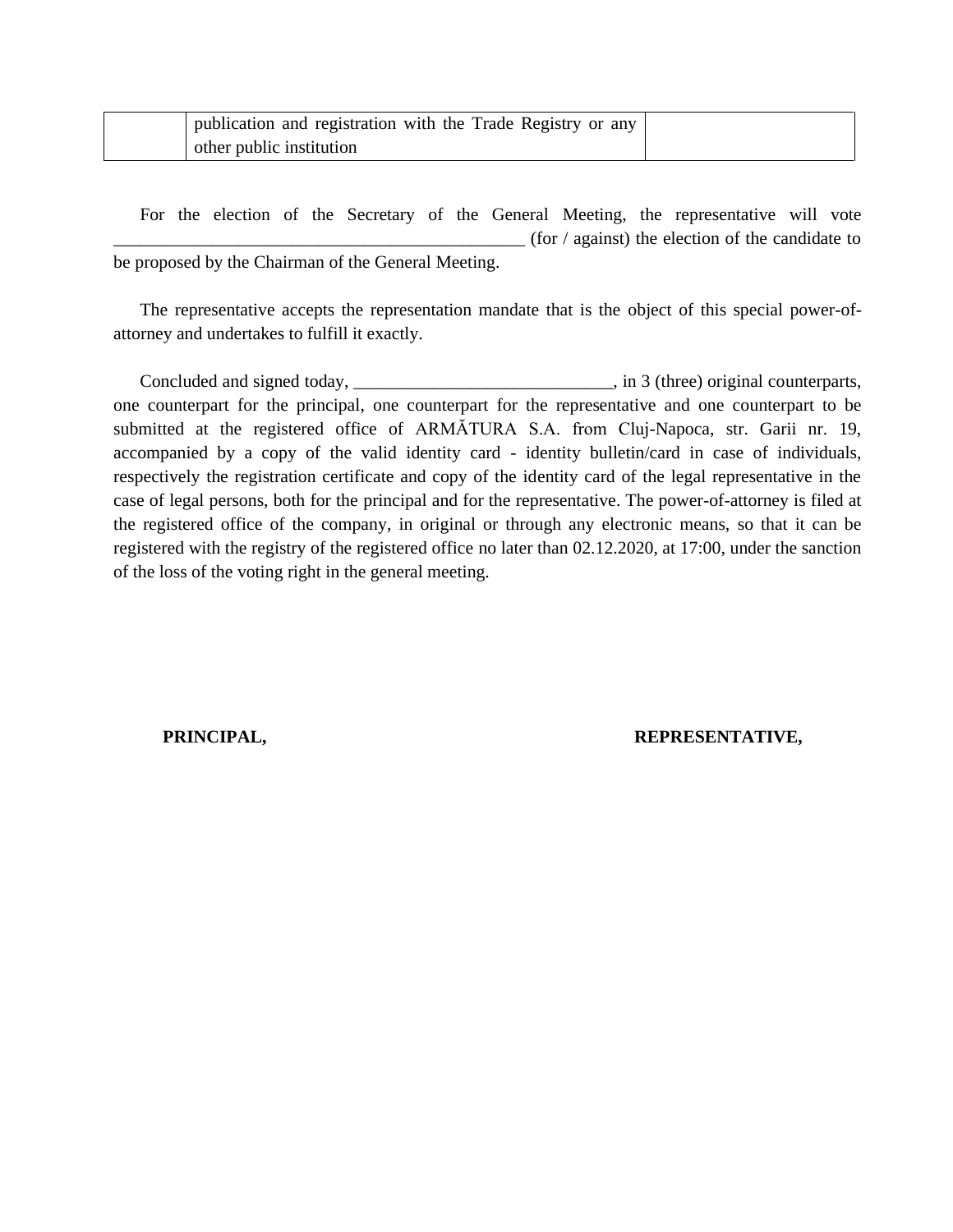| | | |
|---|---|---|
| | publication and registration with the Trade Registry or any other public institution | |

For the election of the Secretary of the General Meeting, the representative will vote _______________________________________________ (for / against) the election of the candidate to be proposed by the Chairman of the General Meeting.

The representative accepts the representation mandate that is the object of this special power-of-attorney and undertakes to fulfill it exactly.

Concluded and signed today, ____________________________, in 3 (three) original counterparts, one counterpart for the principal, one counterpart for the representative and one counterpart to be submitted at the registered office of ARMĂTURA S.A. from Cluj-Napoca, str. Garii nr. 19, accompanied by a copy of the valid identity card - identity bulletin/card in case of individuals, respectively the registration certificate and copy of the identity card of the legal representative in the case of legal persons, both for the principal and for the representative. The power-of-attorney is filed at the registered office of the company, in original or through any electronic means, so that it can be registered with the registry of the registered office no later than 02.12.2020, at 17:00, under the sanction of the loss of the voting right in the general meeting.

**PRINCIPAL,** **REPRESENTATIVE,**